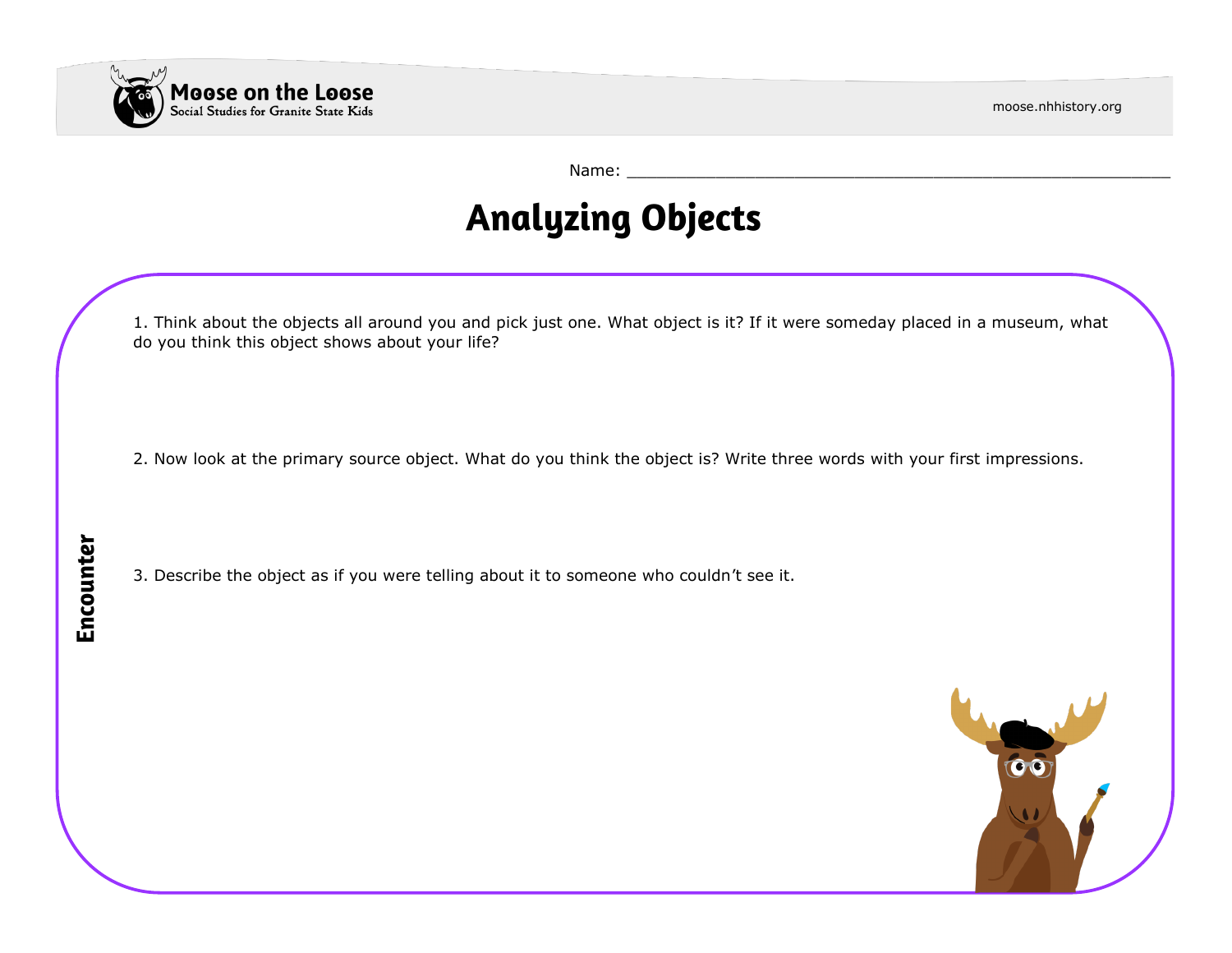Name: ______________________________________________________

# Analyzing Objects

**Encounter**

1. Think about the objects all around you and pick just one. What object is it? If it were someday placed in a museum, what do you think this object shows about your life?

2. Now look at the primary source object. What do you think the object is? Write three words with your first impressions.

3. Describe the object as if you were telling about it to someone who couldn't see it.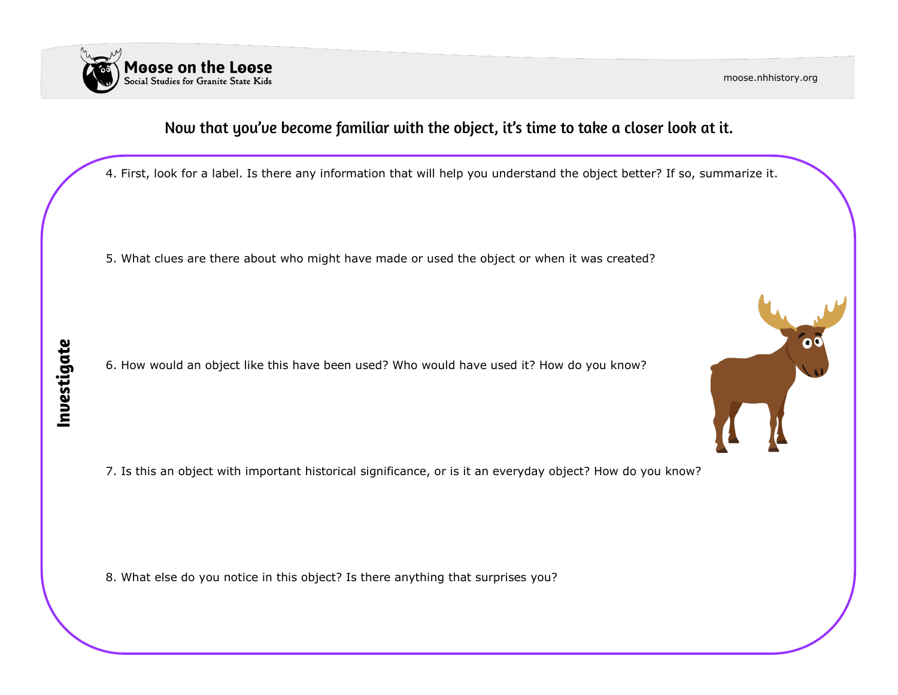Now that you've become familiar with the object, it's time to take a closer look at it.

## Investigate

4. First, look for a label. Is there any information that will help you understand the object better? If so, summarize it.

5. What clues are there about who might have made or used the object or when it was created?

6. How would an object like this have been used? Who would have used it? How do you know?

7. Is this an object with important historical significance, or is it an everyday object? How do you know?

8. What else do you notice in this object? Is there anything that surprises you?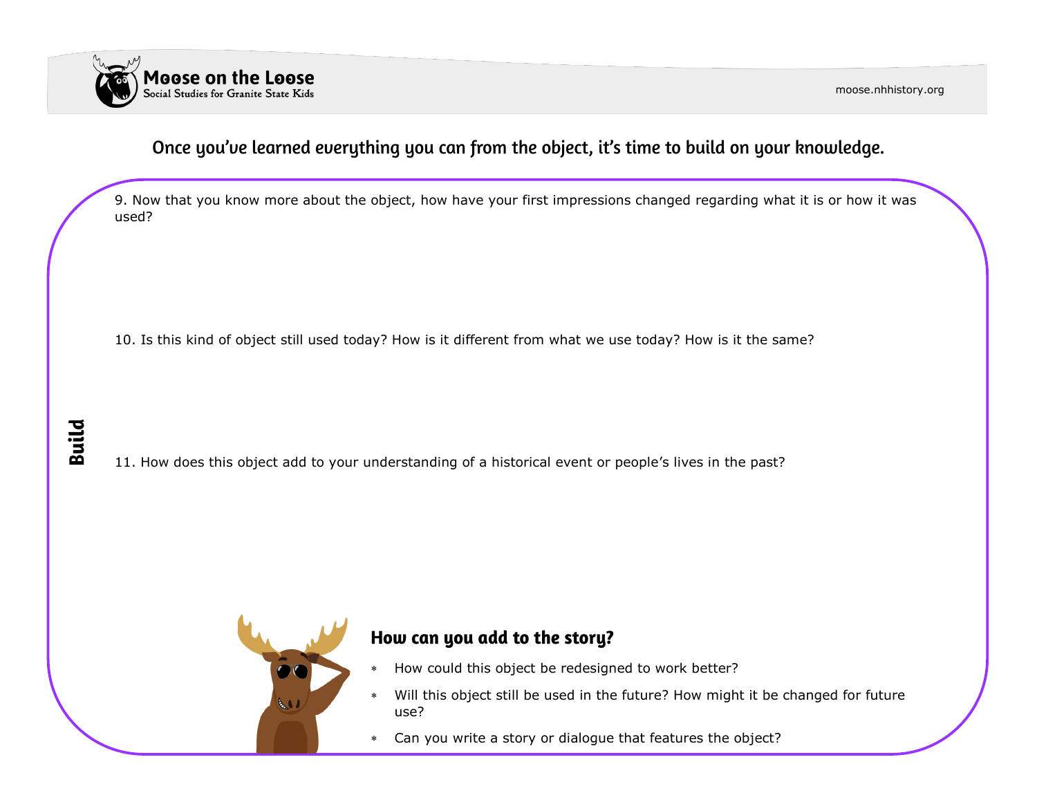Once you've learned everything you can from the object, it's time to build on your knowledge.

## Build

9. Now that you know more about the object, how have your first impressions changed regarding what it is or how it was used?

10. Is this kind of object still used today? How is it different from what we use today? How is it the same?

11. How does this object add to your understanding of a historical event or people's lives in the past?

### How can you add to the story?

- How could this object be redesigned to work better?
- Will this object still be used in the future? How might it be changed for future use?
- Can you write a story or dialogue that features the object?